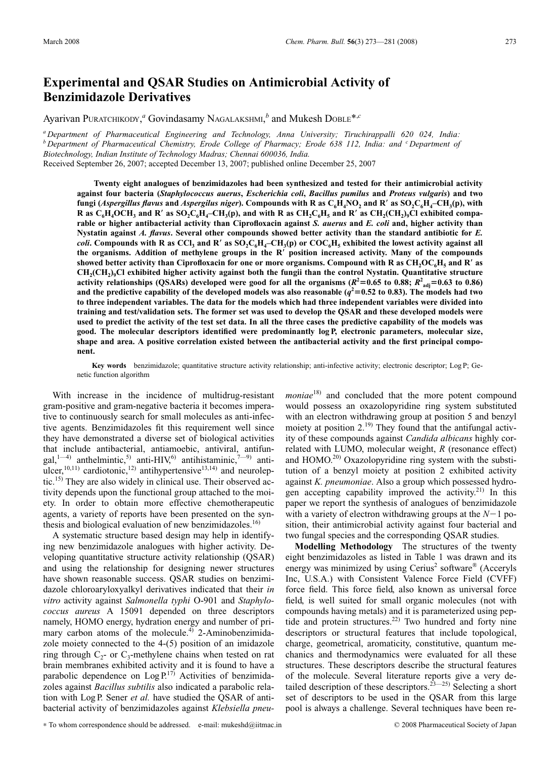# Experimental and QSAR Studies on Antimicrobial Activity of Benzimidazole Derivatives

Ayarivan PURATCHIKODY,[a] Govindasamy NAGALAKSHMI,[b] and Mukesh DOBLE*,[c]

[a] Department of Pharmaceutical Engineering and Technology, Anna University; Tiruchirappalli 620 024, India: [b] Department of Pharmaceutical Chemistry, Erode College of Pharmacy; Erode 638 112, India: and [c] Department of Biotechnology, Indian Institute of Technology Madras; Chennai 600036, India.

Received September 26, 2007; accepted December 13, 2007; published online December 25, 2007

**Twenty eight analogues of benzimidazoles had been synthesized and tested for their antimicrobial activity against four bacteria (*Staphylococcus auerus*, *Escherichia coli*, *Bacillus pumilus* and *Proteus vulgaris*) and two fungi (*Aspergillus flavus* and *Aspergilus niger*). Compounds with R as $C_6H_4NO_2$ and R′ as $SO_2C_6H_4$–$CH_3$(p), with R as $C_6H_4OCH_3$ and R′ as $SO_2C_6H_4$–$CH_3$(p), and with R as $CH_2C_6H_5$ and R′ as $CH_2(CH_2)_9Cl$ exhibited comparable or higher antibacterial activity than Ciprofloxacin against *S. auerus* and *E. coli* and, higher activity than Nystatin against *A. flavus*. Several other compounds showed better activity than the standard antibiotic for *E. coli*. Compounds with R as $CCl_3$ and R′ as $SO_2C_6H_4$–$CH_3$(p) or $COC_6H_5$ exhibited the lowest activity against all the organisms. Addition of methylene groups in the R′ position increased activity. Many of the compounds showed better activity than Ciprofloxacin for one or more organisms. Compound with R as $CH_2OC_6H_5$ and R′ as $CH_2(CH_2)_9Cl$ exhibited higher activity against both the fungii than the control Nystatin. Quantitative structure activity relationships (QSARs) developed were good for all the organisms ($R^2$=0.65 to 0.88; $R^2_{adj}$=0.63 to 0.86) and the predictive capability of the developed models was also reasonable ($q^2$=0.52 to 0.83). The models had two to three independent variables. The data for the models which had three independent variables were divided into training and test/validation sets. The former set was used to develop the QSAR and these developed models were used to predict the activity of the test set data. In all the three cases the predictive capability of the models was good. The molecular descriptors identified were predominantly log P, electronic parameters, molecular size, shape and area. A positive correlation existed between the antibacterial activity and the first principal component.**

**Key words** benzimidazole; quantitative structure activity relationship; anti-infective activity; electronic descriptor; Log P; Genetic function algorithm

With increase in the incidence of multidrug-resistant gram-positive and gram-negative bacteria it becomes imperative to continuously search for small molecules as anti-infective agents. Benzimidazoles fit this requirement well since they have demonstrated a diverse set of biological activities that include antibacterial, antiamoebic, antiviral, antifungal,[1—4] anthelmintic,[5] anti-HIV,[6] antihistaminic,[7—9] antiulcer,[10,11] cardiotonic,[12] antihypertensive[13,14] and neuroleptic.[15] They are also widely in clinical use. Their observed activity depends upon the functional group attached to the moiety. In order to obtain more effective chemotherapeutic agents, a variety of reports have been presented on the synthesis and biological evaluation of new benzimidazoles.[16]

A systematic structure based design may help in identifying new benzimidazole analogues with higher activity. Developing quantitative structure activity relationship (QSAR) and using the relationship for designing newer structures have shown reasonable success. QSAR studies on benzimidazole chloroaryloxyalkyl derivatives indicated that their *in vitro* activity against *Salmonella typhi* O-901 and *Staphylococcus aureus* A 15091 depended on three descriptors namely, HOMO energy, hydration energy and number of primary carbon atoms of the molecule.[4] 2-Aminobenzimidazole moiety connected to the 4-(5) position of an imidazole ring through $C_2$- or $C_3$-methylene chains when tested on rat brain membranes exhibited activity and it is found to have a parabolic dependence on Log P.[17] Activities of benzimidazoles against *Bacillus subtilis* also indicated a parabolic relation with Log P. Sener *et al.* have studied the QSAR of antibacterial activity of benzimidazoles against *Klebsiella pneumoniae*[18] and concluded that the more potent compound would possess an oxazolopyridine ring system substituted with an electron withdrawing group at position 5 and benzyl moiety at position 2.[19] They found that the antifungal activity of these compounds against *Candida albicans* highly correlated with LUMO, molecular weight, *R* (resonance effect) and HOMO.[20] Oxazolopyridine ring system with the substitution of a benzyl moiety at position 2 exhibited activity against *K. pneumoniae*. Also a group which possessed hydrogen accepting capability improved the activity.[21] In this paper we report the synthesis of analogues of benzimidazole with a variety of electron withdrawing groups at the *N*−1 position, their antimicrobial activity against four bacterial and two fungal species and the corresponding QSAR studies.

**Modelling Methodology** The structures of the twenty eight benzimidazoles as listed in Table 1 was drawn and its energy was minimized by using Cerius² software® (Accerlys Inc, U.S.A.) with Consistent Valence Force Field (CVFF) force field. This force field, also known as universal force field, is well suited for small organic molecules (not with compounds having metals) and it is parameterized using peptide and protein structures.[22] Two hundred and forty nine descriptors or structural features that include topological, charge, geometrical, aromaticity, constitutive, quantum mechanics and thermodynamics were evaluated for all these structures. These descriptors describe the structural features of the molecule. Several literature reports give a very detailed description of these descriptors.[23—25] Selecting a short set of descriptors to be used in the QSAR from this large pool is always a challenge. Several techniques have been re-

∗ To whom correspondence should be addressed. e-mail: mukeshd@iitmac.in

© 2008 Pharmaceutical Society of Japan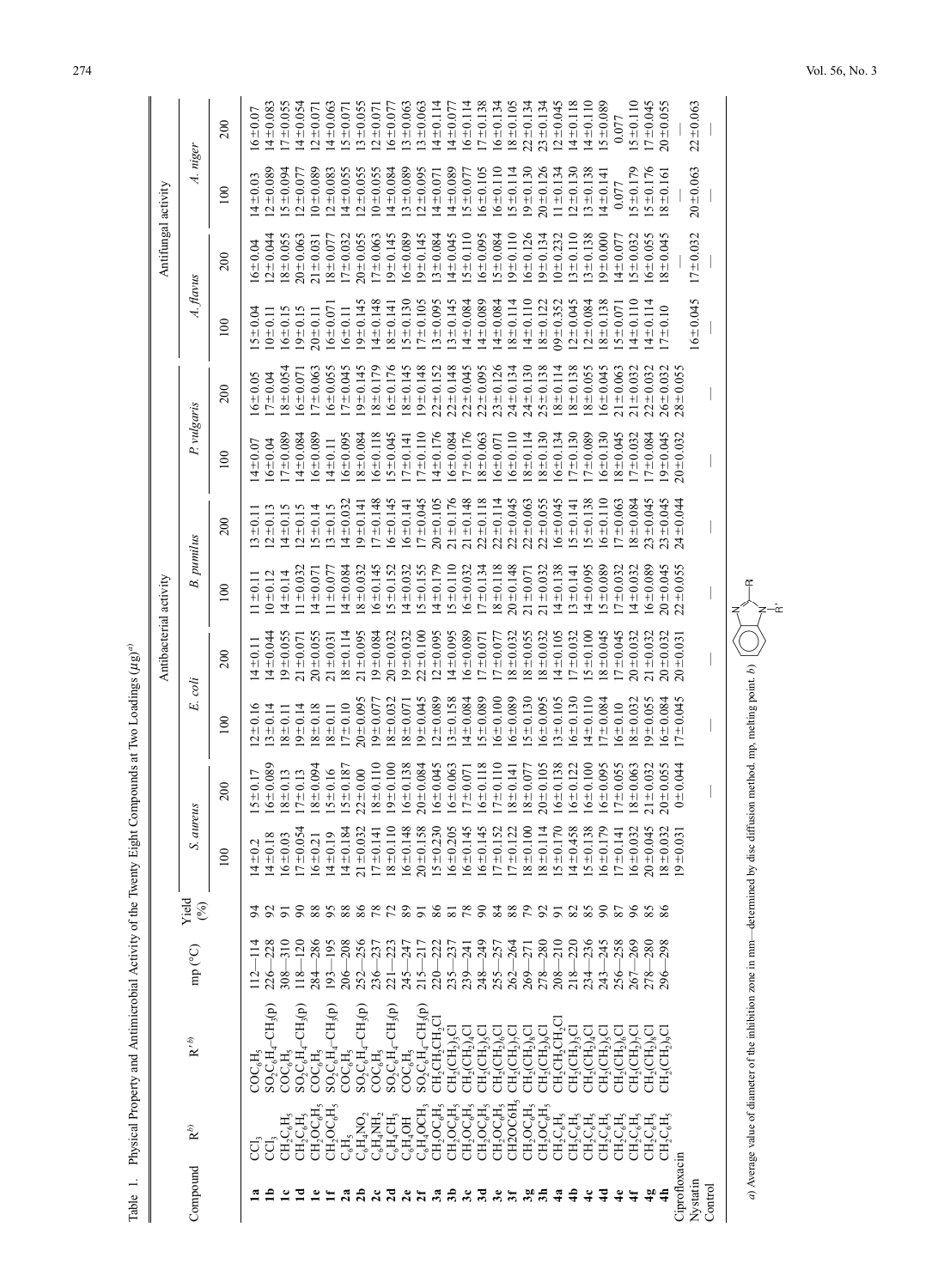Table 1. Physical Property and Antimicrobial Activity of the Twenty Eight Compounds at Two Loadings (μg)[a)]

| Compound | R[b)] | R'[b)] | mp (°C) | Yield (%) | Antibacterial activity | | | | | | | | Antifungal activity | | | |
|---|---|---|---|---|---|---|---|---|---|---|---|---|---|---|---|---|
| | | | | | *S. aureus* | | *E. coli* | | *B. pumilus* | | *P. vulgaris* | | *A. flavus* | | *A. niger* | |
| | | | | | 100 | 200 | 100 | 200 | 100 | 200 | 100 | 200 | 100 | 200 | 100 | 200 |
| **1a** | $CCl_3$ | $COC_6H_5$ | 112—114 | 94 | 14±0.2 | 15±0.17 | 12±0.16 | 14±0.11 | 11±0.11 | 13±0.11 | 14±0.07 | 16±0.05 | 15±0.04 | 16±0.04 | 14±0.03 | 16±0.07 |
| **1b** | $CCl_3$ | $SO_2C_6H_4$–$CH_3$(p) | 226—228 | 92 | 14±0.18 | 16±0.089 | 13±0.14 | 14±0.044 | 10±0.12 | 12±0.13 | 16±0.04 | 17±0.04 | 10±0.11 | 12±0.044 | 12±0.089 | 14±0.083 |
| **1c** | $CH_2C_6H_5$ | $COC_6H_5$ | 308—310 | 91 | 16±0.03 | 18±0.13 | 18±0.11 | 19±0.055 | 14±0.14 | 14±0.15 | 17±0.089 | 18±0.054 | 16±0.15 | 18±0.055 | 15±0.094 | 17±0.055 |
| **1d** | $CH_2C_6H_5$ | $SO_2C_6H_4$–$CH_3$(p) | 118—120 | 90 | 17±0.054 | 17±0.13 | 19±0.14 | 21±0.071 | 11±0.032 | 12±0.15 | 14±0.084 | 16±0.071 | 19±0.15 | 20±0.063 | 12±0.077 | 14±0.054 |
| **1e** | $CH_2OC_6H_5$ | $COC_6H_5$ | 284—286 | 88 | 16±0.21 | 18±0.094 | 18±0.18 | 20±0.055 | 14±0.071 | 15±0.14 | 16±0.089 | 17±0.063 | 20±0.11 | 21±0.031 | 10±0.089 | 12±0.071 |
| **1f** | $CH_2OC_6H_5$ | $SO_2C_6H_4$–$CH_3$(p) | 193—195 | 95 | 14±0.19 | 15±0.16 | 18±0.11 | 21±0.031 | 11±0.077 | 13±0.15 | 14±0.11 | 16±0.055 | 16±0.071 | 18±0.077 | 12±0.083 | 14±0.063 |
| **2a** | $C_6H_5$ | $COC_6H_5$ | 206—208 | 88 | 14±0.184 | 15±0.187 | 17±0.10 | 18±0.114 | 14±0.084 | 14±0.032 | 16±0.095 | 17±0.045 | 16±0.11 | 17±0.032 | 14±0.055 | 15±0.071 |
| **2b** | $C_6H_4NO_2$ | $SO_2C_6H_4$–$CH_3$(p) | 252—256 | 86 | 21±0.032 | 22±0.00 | 20±0.095 | 21±0.095 | 18±0.032 | 19±0.141 | 18±0.084 | 19±0.145 | 19±0.145 | 20±0.055 | 12±0.055 | 13±0.055 |
| **2c** | $C_6H_4NH_2$ | $COC_6H_5$ | 236—237 | 78 | 17±0.141 | 18±0.110 | 19±0.077 | 19±0.084 | 16±0.145 | 17±0.148 | 16±0.118 | 18±0.179 | 14±0.148 | 17±0.063 | 10±0.055 | 12±0.071 |
| **2d** | $C_6H_4CH_3$ | $SO_2C_6H_4$–$CH_3$(p) | 221—223 | 72 | 18±0.110 | 19±0.100 | 18±0.032 | 20±0.032 | 15±0.152 | 16±0.145 | 15±0.045 | 16±0.176 | 18±0.141 | 19±0.145 | 14±0.084 | 16±0.077 |
| **2e** | $C_6H_4OH$ | $COC_6H_5$ | 245—247 | 89 | 16±0.148 | 16±0.138 | 18±0.071 | 19±0.032 | 14±0.032 | 16±0.141 | 17±0.141 | 18±0.145 | 15±0.130 | 16±0.089 | 13±0.089 | 13±0.063 |
| **2f** | $C_6H_4OCH_3$ | $SO_2C_6H_4$–$CH_3$(p) | 215—217 | 91 | 20±0.158 | 20±0.084 | 19±0.045 | 22±0.100 | 15±0.155 | 17±0.045 | 17±0.110 | 19±0.148 | 17±0.105 | 19±0.145 | 12±0.095 | 13±0.063 |
| **3a** | $CH_2OC_6H_5$ | $CH_2CH_2CH_2Cl$ | 220—222 | 86 | 15±0.230 | 16±0.045 | 12±0.089 | 12±0.095 | 14±0.179 | 20±0.105 | 14±0.176 | 22±0.152 | 13±0.095 | 13±0.084 | 14±0.071 | 14±0.114 |
| **3b** | $CH_2OC_6H_5$ | $CH_2(CH_2)_3Cl$ | 235—237 | 81 | 16±0.205 | 16±0.063 | 13±0.158 | 14±0.095 | 15±0.110 | 21±0.176 | 16±0.084 | 22±0.148 | 13±0.145 | 14±0.045 | 14±0.089 | 14±0.077 |
| **3c** | $CH_2OC_6H_5$ | $CH_2(CH_2)_4Cl$ | 239—241 | 78 | 16±0.145 | 17±0.071 | 14±0.084 | 16±0.089 | 16±0.032 | 21±0.148 | 17±0.176 | 22±0.045 | 14±0.084 | 15±0.110 | 15±0.077 | 16±0.114 |
| **3d** | $CH_2OC_6H_5$ | $CH_2(CH_2)_5Cl$ | 248—249 | 90 | 16±0.145 | 16±0.118 | 15±0.089 | 17±0.071 | 17±0.134 | 22±0.118 | 18±0.063 | 22±0.095 | 14±0.089 | 16±0.095 | 16±0.105 | 17±0.138 |
| **3e** | $CH_2OC_6H_5$ | $CH_2(CH_2)_6Cl$ | 255—257 | 84 | 17±0.152 | 17±0.110 | 16±0.100 | 17±0.077 | 18±0.118 | 22±0.114 | 16±0.071 | 23±0.126 | 14±0.084 | 15±0.084 | 16±0.110 | 16±0.134 |
| **3f** | CH2OC6H5 | $CH_2(CH_2)_7Cl$ | 262—264 | 88 | 17±0.122 | 18±0.141 | 16±0.089 | 18±0.032 | 20±0.148 | 22±0.045 | 16±0.110 | 24±0.134 | 18±0.114 | 19±0.110 | 15±0.114 | 18±0.105 |
| **3g** | $CH_2OC_6H_5$ | $CH_2(CH_2)_8Cl$ | 269—271 | 79 | 18±0.100 | 18±0.077 | 15±0.130 | 18±0.055 | 21±0.071 | 22±0.063 | 18±0.114 | 24±0.130 | 14±0.110 | 16±0.126 | 19±0.130 | 22±0.134 |
| **3h** | $CH_2OC_6H_5$ | $CH_2(CH_2)_9Cl$ | 278—280 | 92 | 18±0.114 | 20±0.105 | 16±0.095 | 18±0.032 | 21±0.032 | 22±0.055 | 18±0.130 | 25±0.138 | 18±0.122 | 19±0.134 | 20±0.126 | 23±0.134 |
| **4a** | $CH_2C_6H_5$ | $CH_2CH_2CH_2Cl$ | 208—210 | 91 | 15±0.170 | 16±0.138 | 13±0.105 | 14±0.105 | 14±0.138 | 16±0.045 | 16±0.134 | 18±0.114 | 09±0.352 | 10±0.232 | 11±0.134 | 12±0.045 |
| **4b** | $CH_2C_6H_5$ | $CH_2(CH_2)_3Cl$ | 218—220 | 82 | 14±0.458 | 16±0.122 | 16±0.130 | 17±0.032 | 13±0.141 | 15±0.141 | 17±0.130 | 18±0.138 | 12±0.045 | 13±0.110 | 12±0.130 | 14±0.118 |
| **4c** | $CH_2C_6H_5$ | $CH_2(CH_2)_4Cl$ | 234—236 | 85 | 15±0.138 | 16±0.100 | 14±0.110 | 15±0.100 | 14±0.095 | 15±0.138 | 17±0.089 | 18±0.055 | 12±0.084 | 13±0.138 | 13±0.138 | 14±0.110 |
| **4d** | $CH_2C_6H_5$ | $CH_2(CH_2)_5Cl$ | 243—245 | 90 | 16±0.179 | 16±0.095 | 17±0.084 | 18±0.045 | 15±0.089 | 16±0.110 | 16±0.130 | 16±0.045 | 18±0.138 | 19±0.000 | 14±0.141 | 15±0.089 |
| **4e** | $CH_2C_6H_5$ | $CH_2(CH_2)_6Cl$ | 256—258 | 87 | 17±0.141 | 17±0.055 | 16±0.10 | 17±0.045 | 17±0.032 | 17±0.063 | 18±0.045 | 21±0.063 | 15±0.071 | 14±0.077 | 0.077 | 0.077 |
| **4f** | $CH_2C_6H_5$ | $CH_2(CH_2)_7Cl$ | 267—269 | 96 | 16±0.032 | 18±0.063 | 18±0.032 | 20±0.032 | 14±0.032 | 18±0.084 | 17±0.032 | 21±0.032 | 14±0.110 | 15±0.032 | 15±0.179 | 15±0.110 |
| **4g** | $CH_2C_6H_5$ | $CH_2(CH_2)_8Cl$ | 278—280 | 85 | 20±0.045 | 21±0.032 | 19±0.055 | 21±0.032 | 16±0.089 | 23±0.045 | 17±0.084 | 22±0.032 | 14±0.114 | 16±0.055 | 15±0.176 | 17±0.045 |
| **4h** | $CH_2C_6H_5$ | $CH_2(CH_2)_9Cl$ | 296—298 | 86 | 18±0.032 | 20±0.055 | 16±0.084 | 20±0.032 | 20±0.045 | 23±0.045 | 19±0.045 | 26±0.032 | 17±0.10 | 18±0.045 | 18±0.161 | 20±0.055 |
| Ciprofloxacin | | | | | 19±0.031 | 0±0.044 | 17±0.045 | 20±0.031 | 22±0.055 | 24±0.044 | 20±0.032 | 28±0.055 | | | | |
| Nystatin | | | | | | | | | | | | | 16±0.045 | 17±0.032 | 20±0.063 | 22±0.063 |
| Control | | | | | — | — | — | — | — | — | — | — | — | — | — | — |

*a)* Average value of diameter of the inhibition zone in mm—determined by disc diffusion method. mp, melting point. *b)* (benzimidazole structure with substituents R and R')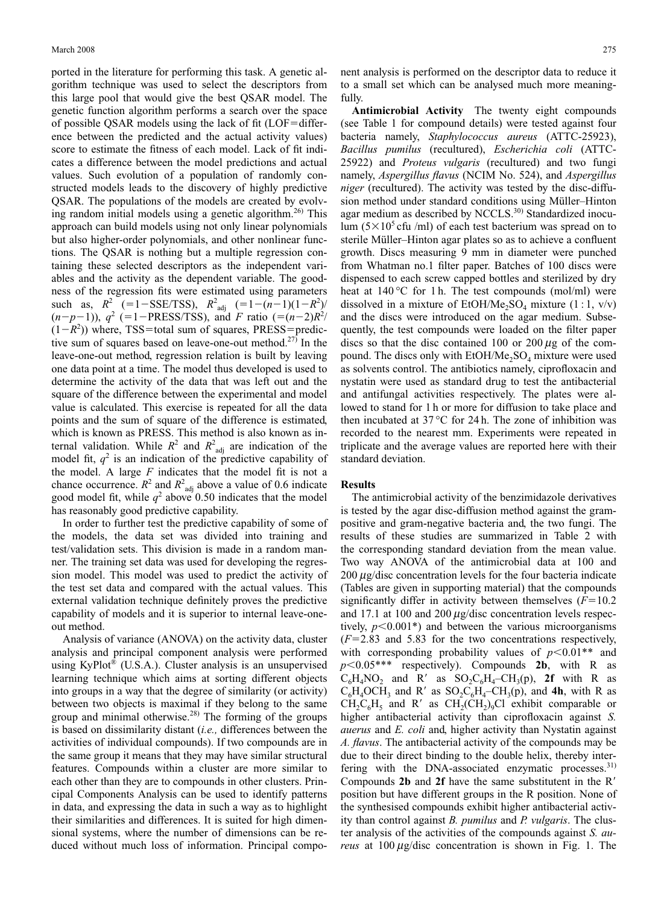ported in the literature for performing this task. A genetic algorithm technique was used to select the descriptors from this large pool that would give the best QSAR model. The genetic function algorithm performs a search over the space of possible QSAR models using the lack of fit (LOF=difference between the predicted and the actual activity values) score to estimate the fitness of each model. Lack of fit indicates a difference between the model predictions and actual values. Such evolution of a population of randomly constructed models leads to the discovery of highly predictive QSAR. The populations of the models are created by evolving random initial models using a genetic algorithm.[26] This approach can build models using not only linear polynomials but also higher-order polynomials, and other nonlinear functions. The QSAR is nothing but a multiple regression containing these selected descriptors as the independent variables and the activity as the dependent variable. The goodness of the regression fits were estimated using parameters such as, $R^2$ ($=1-\text{SSE/TSS}$), $R^2_{adj}$ ($=1-(n-1)(1-R^2)/(n-p-1)$), $q^2$ ($=1-\text{PRESS/TSS}$), and $F$ ratio ($=(n-2)R^2/(1-R^2)$) where, TSS=total sum of squares, PRESS=predictive sum of squares based on leave-one-out method.[27] In the leave-one-out method, regression relation is built by leaving one data point at a time. The model thus developed is used to determine the activity of the data that was left out and the square of the difference between the experimental and model value is calculated. This exercise is repeated for all the data points and the sum of square of the difference is estimated, which is known as PRESS. This method is also known as internal validation. While $R^2$ and $R^2_{adj}$ are indication of the model fit, $q^2$ is an indication of the predictive capability of the model. A large $F$ indicates that the model fit is not a chance occurrence. $R^2$ and $R^2_{adj}$ above a value of 0.6 indicate good model fit, while $q^2$ above 0.50 indicates that the model has reasonably good predictive capability.

In order to further test the predictive capability of some of the models, the data set was divided into training and test/validation sets. This division is made in a random manner. The training set data was used for developing the regression model. This model was used to predict the activity of the test set data and compared with the actual values. This external validation technique definitely proves the predictive capability of models and it is superior to internal leave-one-out method.

Analysis of variance (ANOVA) on the activity data, cluster analysis and principal component analysis were performed using KyPlot® (U.S.A.). Cluster analysis is an unsupervised learning technique which aims at sorting different objects into groups in a way that the degree of similarity (or activity) between two objects is maximal if they belong to the same group and minimal otherwise.[28] The forming of the groups is based on dissimilarity distant (*i.e.,* differences between the activities of individual compounds). If two compounds are in the same group it means that they may have similar structural features. Compounds within a cluster are more similar to each other than they are to compounds in other clusters. Principal Components Analysis can be used to identify patterns in data, and expressing the data in such a way as to highlight their similarities and differences. It is suited for high dimensional systems, where the number of dimensions can be reduced without much loss of information. Principal component analysis is performed on the descriptor data to reduce it to a small set which can be analysed much more meaningfully.

**Antimicrobial Activity** The twenty eight compounds (see Table 1 for compound details) were tested against four bacteria namely, *Staphylococcus aureus* (ATTC-25923), *Bacillus pumilus* (recultured), *Escherichia coli* (ATTC-25922) and *Proteus vulgaris* (recultured) and two fungi namely, *Aspergillus flavus* (NCIM No. 524), and *Aspergillus niger* (recultured). The activity was tested by the disc-diffusion method under standard conditions using Müller–Hinton agar medium as described by NCCLS.[30] Standardized inoculum ($5\times10^5$ cfu /ml) of each test bacterium was spread on to sterile Müller–Hinton agar plates so as to achieve a confluent growth. Discs measuring 9 mm in diameter were punched from Whatman no.1 filter paper. Batches of 100 discs were dispensed to each screw capped bottles and sterilized by dry heat at 140 °C for 1 h. The test compounds (mol/ml) were dissolved in a mixture of EtOH/$Me_2SO_4$ mixture (1 : 1, v/v) and the discs were introduced on the agar medium. Subsequently, the test compounds were loaded on the filter paper discs so that the disc contained 100 or 200 $\mu$g of the compound. The discs only with EtOH/$Me_2SO_4$ mixture were used as solvents control. The antibiotics namely, ciprofloxacin and nystatin were used as standard drug to test the antibacterial and antifungal activities respectively. The plates were allowed to stand for 1 h or more for diffusion to take place and then incubated at 37 °C for 24 h. The zone of inhibition was recorded to the nearest mm. Experiments were repeated in triplicate and the average values are reported here with their standard deviation.

## Results

The antimicrobial activity of the benzimidazole derivatives is tested by the agar disc-diffusion method against the gram-positive and gram-negative bacteria and, the two fungi. The results of these studies are summarized in Table 2 with the corresponding standard deviation from the mean value. Two way ANOVA of the antimicrobial data at 100 and 200 $\mu$g/disc concentration levels for the four bacteria indicate (Tables are given in supporting material) that the compounds significantly differ in activity between themselves ($F=10.2$ and 17.1 at 100 and 200 $\mu$g/disc concentration levels respectively, $p<0.001$*) and between the various microorganisms ($F=2.83$ and 5.83 for the two concentrations respectively, with corresponding probability values of $p<0.01$** and $p<0.05$*** respectively). Compounds **2b**, with R as $C_6H_4NO_2$ and R′ as $SO_2C_6H_4$–$CH_3$(p), **2f** with R as $C_6H_4OCH_3$ and R′ as $SO_2C_6H_4$–$CH_3$(p), and **4h**, with R as $CH_2C_6H_5$ and R′ as $CH_2(CH_2)_9Cl$ exhibit comparable or higher antibacterial activity than ciprofloxacin against *S. auerus* and *E. coli* and, higher activity than Nystatin against *A. flavus*. The antibacterial activity of the compounds may be due to their direct binding to the double helix, thereby interfering with the DNA-associated enzymatic processes.[31] Compounds **2b** and **2f** have the same substituent in the R′ position but have different groups in the R position. None of the synthesised compounds exhibit higher antibacterial activity than control against *B. pumilus* and *P. vulgaris*. The cluster analysis of the activities of the compounds against *S. aureus* at 100 $\mu$g/disc concentration is shown in Fig. 1. The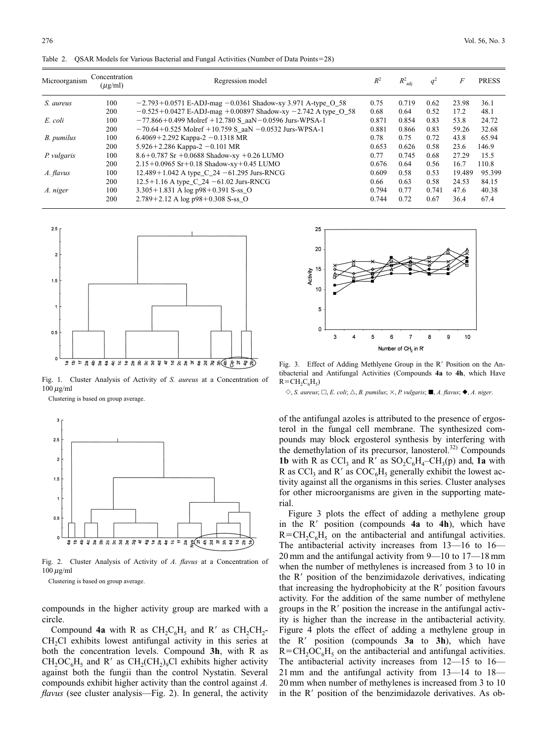Table 2. QSAR Models for Various Bacterial and Fungal Activities (Number of Data Points=28)

| Microorganism | Concentration ($\mu$g/ml) | Regression model | $R^2$ | $R^2_{adj}$ | $q^2$ | $F$ | PRESS |
|---|---|---|---|---|---|---|---|
| *S. aureus* | 100 | −2.793+0.0571 E-ADJ-mag −0.0361 Shadow-xy 3.971 A-type_O_58 | 0.75 | 0.719 | 0.62 | 23.98 | 36.1 |
| | 200 | −0.525+0.0427 E-ADJ-mag +0.00897 Shadow-xy −2.742 A type_O_58 | 0.68 | 0.64 | 0.52 | 17.2 | 48.1 |
| *E. coli* | 100 | −77.866+0.499 Molref +12.780 S_aaN−0.0596 Jurs-WPSA-1 | 0.871 | 0.854 | 0.83 | 53.8 | 24.72 |
| | 200 | −70.64+0.525 Molref +10.759 S_aaN −0.0532 Jurs-WPSA-1 | 0.881 | 0.866 | 0.83 | 59.26 | 32.68 |
| *B. pumilus* | 100 | 6.4069+2.292 Kappa-2 −0.1318 MR | 0.78 | 0.75 | 0.72 | 43.8 | 65.94 |
| | 200 | 5.926+2.286 Kappa-2 −0.101 MR | 0.653 | 0.626 | 0.58 | 23.6 | 146.9 |
| *P. vulgaris* | 100 | 8.6+0.787 Sr +0.0688 Shadow-xy +0.26 LUMO | 0.77 | 0.745 | 0.68 | 27.29 | 15.5 |
| | 200 | 2.15+0.0965 Sr+0.18 Shadow-xy+0.45 LUMO | 0.676 | 0.64 | 0.56 | 16.7 | 110.8 |
| *A. flavus* | 100 | 12.489+1.042 A type_C_24 −61.295 Jurs-RNCG | 0.609 | 0.58 | 0.53 | 19.489 | 95.399 |
| | 200 | 12.5+1.16 A type_C_24 −61.02 Jurs-RNCG | 0.66 | 0.63 | 0.58 | 24.53 | 84.15 |
| *A. niger* | 100 | 3.305+1.831 A log p98+0.391 S-ss_O | 0.794 | 0.77 | 0.741 | 47.6 | 40.38 |
| | 200 | 2.789+2.12 A log p98+0.308 S-ss_O | 0.744 | 0.72 | 0.67 | 36.4 | 67.4 |

Fig. 1. Cluster Analysis of Activity of *S. aureus* at a Concentration of 100 $\mu$g/ml

Clustering is based on group average.

Fig. 2. Cluster Analysis of Activity of *A. flavus* at a Concentration of 100 $\mu$g/ml

Clustering is based on group average.

compounds in the higher activity group are marked with a circle.

Compound **4a** with R as $CH_2C_6H_5$ and R′ as $CH_2CH_2$-$CH_2Cl$ exhibits lowest antifungal activity in this series at both the concentration levels. Compound **3h**, with R as $CH_2OC_6H_5$ and R′ as $CH_2(CH_2)_9Cl$ exhibits higher activity against both the fungii than the control Nystatin. Several compounds exhibit higher activity than the control against *A. flavus* (see cluster analysis—Fig. 2). In general, the activity of the antifungal azoles is attributed to the presence of ergosterol in the fungal cell membrane. The synthesized compounds may block ergosterol synthesis by interfering with the demethylation of its precursor, lanosterol.[32] Compounds **1b** with R as $CCl_3$ and R′ as $SO_2C_6H_4$–$CH_3$(p) and, **1a** with R as $CCl_3$ and R′ as $COC_6H_5$ generally exhibit the lowest activity against all the organisms in this series. Cluster analyses for other microorganisms are given in the supporting material.

Fig. 3. Effect of Adding Methlyene Group in the R′ Position on the Antibacterial and Antifungal Activities (Compounds **4a** to **4h**, which Have R=$CH_2C_6H_5$)

◇, *S. aureus*; □, *E. coli*; △, *B. pumilus*; ×, *P. vulgaris*; ■, *A. flavus*; ◆, *A. niger*.

Figure 3 plots the effect of adding a methylene group in the R′ position (compounds **4a** to **4h**), which have R=$CH_2C_6H_5$ on the antibacterial and antifungal activities. The antibacterial activity increases from 13—16 to 16—20 mm and the antifungal activity from 9—10 to 17—18 mm when the number of methylenes is increased from 3 to 10 in the R′ position of the benzimidazole derivatives, indicating that increasing the hydrophobicity at the R′ position favours activity. For the addition of the same number of methylene groups in the R′ position the increase in the antifungal activity is higher than the increase in the antibacterial activity. Figure 4 plots the effect of adding a methylene group in the R′ position (compounds **3a** to **3h**), which have R=$CH_2OC_6H_5$ on the antibacterial and antifungal activities. The antibacterial activity increases from 12—15 to 16—21 mm and the antifungal activity from 13—14 to 18—20 mm when number of methylenes is increased from 3 to 10 in the R′ position of the benzimidazole derivatives. As ob-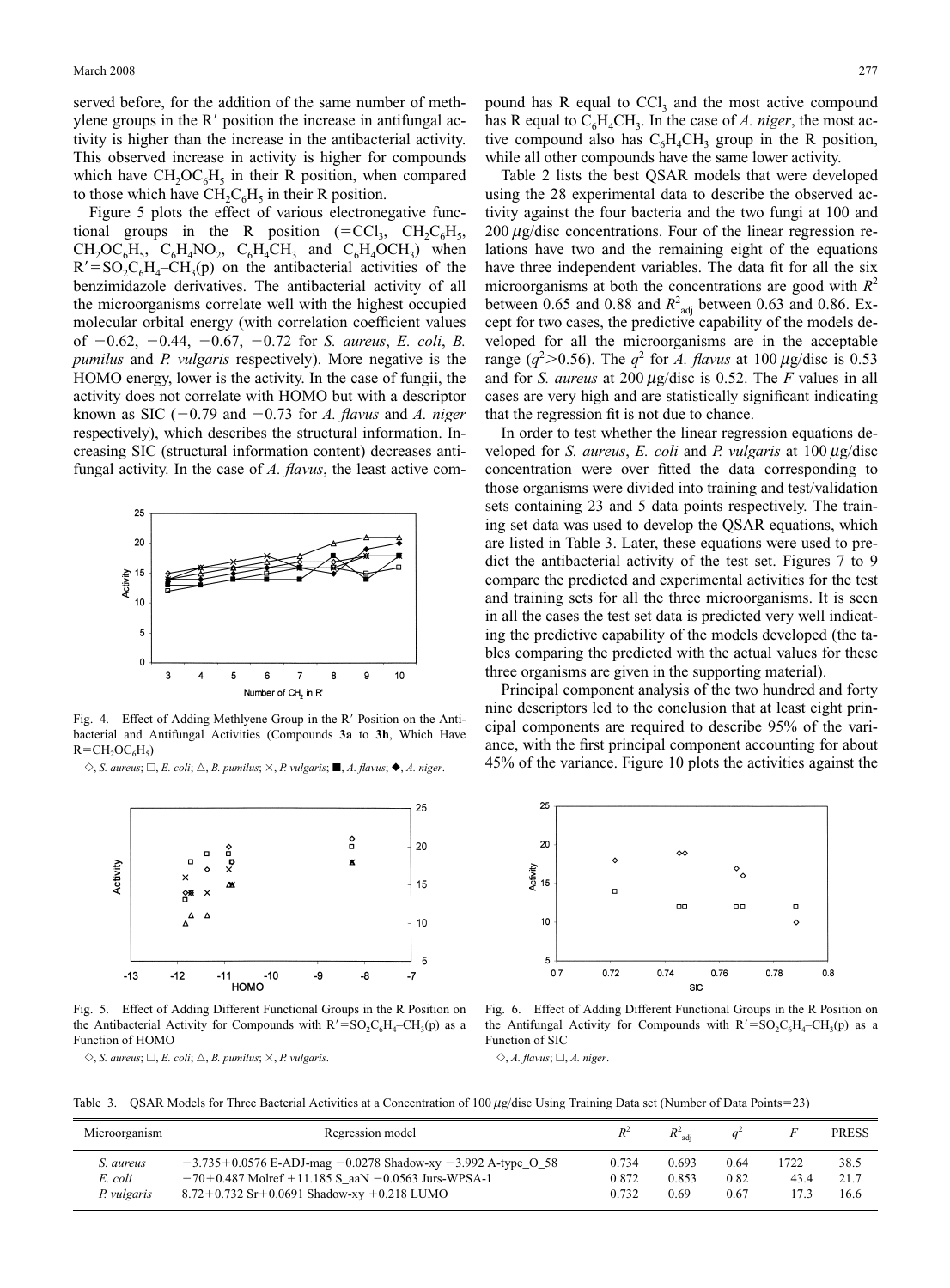served before, for the addition of the same number of methylene groups in the R′ position the increase in antifungal activity is higher than the increase in the antibacterial activity. This observed increase in activity is higher for compounds which have $CH_2OC_6H_5$ in their R position, when compared to those which have $CH_2C_6H_5$ in their R position.

Figure 5 plots the effect of various electronegative functional groups in the R position (=$CCl_3$, $CH_2C_6H_5$, $CH_2OC_6H_5$, $C_6H_4NO_2$, $C_6H_4CH_3$ and $C_6H_4OCH_3$) when R′=$SO_2C_6H_4$–$CH_3$(p) on the antibacterial activities of the benzimidazole derivatives. The antibacterial activity of all the microorganisms correlate well with the highest occupied molecular orbital energy (with correlation coefficient values of −0.62, −0.44, −0.67, −0.72 for *S. aureus*, *E. coli*, *B. pumilus* and *P. vulgaris* respectively). More negative is the HOMO energy, lower is the activity. In the case of fungii, the activity does not correlate with HOMO but with a descriptor known as SIC (−0.79 and −0.73 for *A. flavus* and *A. niger* respectively), which describes the structural information. Increasing SIC (structural information content) decreases antifungal activity. In the case of *A. flavus*, the least active compound has R equal to $CCl_3$ and the most active compound has R equal to $C_6H_4CH_3$. In the case of *A. niger*, the most active compound also has $C_6H_4CH_3$ group in the R position, while all other compounds have the same lower activity.

Fig. 4. Effect of Adding Methlyene Group in the R′ Position on the Antibacterial and Antifungal Activities (Compounds **3a** to **3h**, Which Have R=$CH_2OC_6H_5$)

◇, *S. aureus*; □, *E. coli*; △, *B. pumilus*; ×, *P. vulgaris*; ■, *A. flavus*; ◆, *A. niger*.

Fig. 5. Effect of Adding Different Functional Groups in the R Position on the Antibacterial Activity for Compounds with R′=$SO_2C_6H_4$–$CH_3$(p) as a Function of HOMO

◇, *S. aureus*; □, *E. coli*; △, *B. pumilus*; ×, *P. vulgaris*.

Table 2 lists the best QSAR models that were developed using the 28 experimental data to describe the observed activity against the four bacteria and the two fungi at 100 and 200 $\mu$g/disc concentrations. Four of the linear regression relations have two and the remaining eight of the equations have three independent variables. The data fit for all the six microorganisms at both the concentrations are good with $R^2$ between 0.65 and 0.88 and $R^2_{adj}$ between 0.63 and 0.86. Except for two cases, the predictive capability of the models developed for all the microorganisms are in the acceptable range ($q^2>0.56$). The $q^2$ for *A. flavus* at 100 $\mu$g/disc is 0.53 and for *S. aureus* at 200 $\mu$g/disc is 0.52. The *F* values in all cases are very high and are statistically significant indicating that the regression fit is not due to chance.

In order to test whether the linear regression equations developed for *S. aureus*, *E. coli* and *P. vulgaris* at 100 $\mu$g/disc concentration were over fitted the data corresponding to those organisms were divided into training and test/validation sets containing 23 and 5 data points respectively. The training set data was used to develop the QSAR equations, which are listed in Table 3. Later, these equations were used to predict the antibacterial activity of the test set. Figures 7 to 9 compare the predicted and experimental activities for the test and training sets for all the three microorganisms. It is seen in all the cases the test set data is predicted very well indicating the predictive capability of the models developed (the tables comparing the predicted with the actual values for these three organisms are given in the supporting material).

Principal component analysis of the two hundred and forty nine descriptors led to the conclusion that at least eight principal components are required to describe 95% of the variance, with the first principal component accounting for about 45% of the variance. Figure 10 plots the activities against the

Fig. 6. Effect of Adding Different Functional Groups in the R Position on the Antifungal Activity for Compounds with R′=$SO_2C_6H_4$–$CH_3$(p) as a Function of SIC

◇, *A. flavus*; □, *A. niger*.

Table 3. QSAR Models for Three Bacterial Activities at a Concentration of 100 $\mu$g/disc Using Training Data set (Number of Data Points=23)

| Microorganism | Regression model | $R^2$ | $R^2_{adj}$ | $q^2$ | $F$ | PRESS |
|---|---|---|---|---|---|---|
| *S. aureus* | −3.735+0.0576 E-ADJ-mag −0.0278 Shadow-xy −3.992 A-type_O_58 | 0.734 | 0.693 | 0.64 | 1722 | 38.5 |
| *E. coli* | −70+0.487 Molref +11.185 S_aaN −0.0563 Jurs-WPSA-1 | 0.872 | 0.853 | 0.82 | 43.4 | 21.7 |
| *P. vulgaris* | 8.72+0.732 Sr+0.0691 Shadow-xy +0.218 LUMO | 0.732 | 0.69 | 0.67 | 17.3 | 16.6 |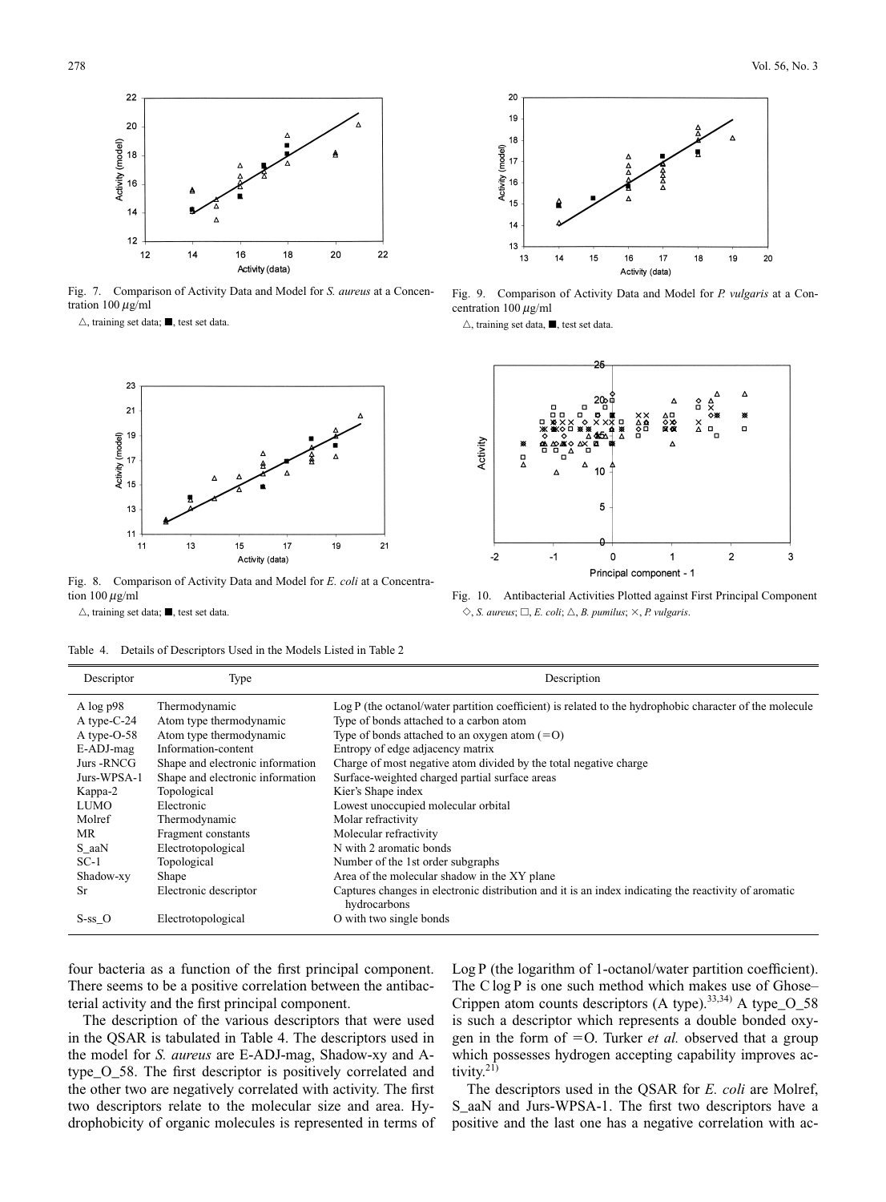Fig. 7. Comparison of Activity Data and Model for *S. aureus* at a Concentration 100 $\mu$g/ml

△, training set data; ■, test set data.

Fig. 8. Comparison of Activity Data and Model for *E. coli* at a Concentration 100 $\mu$g/ml

△, training set data; ■, test set data.

Fig. 9. Comparison of Activity Data and Model for *P. vulgaris* at a Concentration 100 $\mu$g/ml

△, training set data, ■, test set data.

Fig. 10. Antibacterial Activities Plotted against First Principal Component

◇, *S. aureus*; □, *E. coli*; △, *B. pumilus*; ×, *P. vulgaris*.

Table 4. Details of Descriptors Used in the Models Listed in Table 2

| Descriptor | Type | Description |
|---|---|---|
| A log p98 | Thermodynamic | Log P (the octanol/water partition coefficient) is related to the hydrophobic character of the molecule |
| A type-C-24 | Atom type thermodynamic | Type of bonds attached to a carbon atom |
| A type-O-58 | Atom type thermodynamic | Type of bonds attached to an oxygen atom (=O) |
| E-ADJ-mag | Information-content | Entropy of edge adjacency matrix |
| Jurs -RNCG | Shape and electronic information | Charge of most negative atom divided by the total negative charge |
| Jurs-WPSA-1 | Shape and electronic information | Surface-weighted charged partial surface areas |
| Kappa-2 | Topological | Kier's Shape index |
| LUMO | Electronic | Lowest unoccupied molecular orbital |
| Molref | Thermodynamic | Molar refractivity |
| MR | Fragment constants | Molecular refractivity |
| S_aaN | Electrotopological | N with 2 aromatic bonds |
| SC-1 | Topological | Number of the 1st order subgraphs |
| Shadow-xy | Shape | Area of the molecular shadow in the XY plane |
| Sr | Electronic descriptor | Captures changes in electronic distribution and it is an index indicating the reactivity of aromatic hydrocarbons |
| S-ss_O | Electrotopological | O with two single bonds |

four bacteria as a function of the first principal component. There seems to be a positive correlation between the antibacterial activity and the first principal component.

The description of the various descriptors that were used in the QSAR is tabulated in Table 4. The descriptors used in the model for *S. aureus* are E-ADJ-mag, Shadow-xy and A-type_O_58. The first descriptor is positively correlated and the other two are negatively correlated with activity. The first two descriptors relate to the molecular size and area. Hydrophobicity of organic molecules is represented in terms of Log P (the logarithm of 1-octanol/water partition coefficient). The C log P is one such method which makes use of Ghose–Crippen atom counts descriptors (A type).[33,34] A type_O_58 is such a descriptor which represents a double bonded oxygen in the form of =O. Turker *et al.* observed that a group which possesses hydrogen accepting capability improves activity.[21]

The descriptors used in the QSAR for *E. coli* are Molref, S_aaN and Jurs-WPSA-1. The first two descriptors have a positive and the last one has a negative correlation with ac-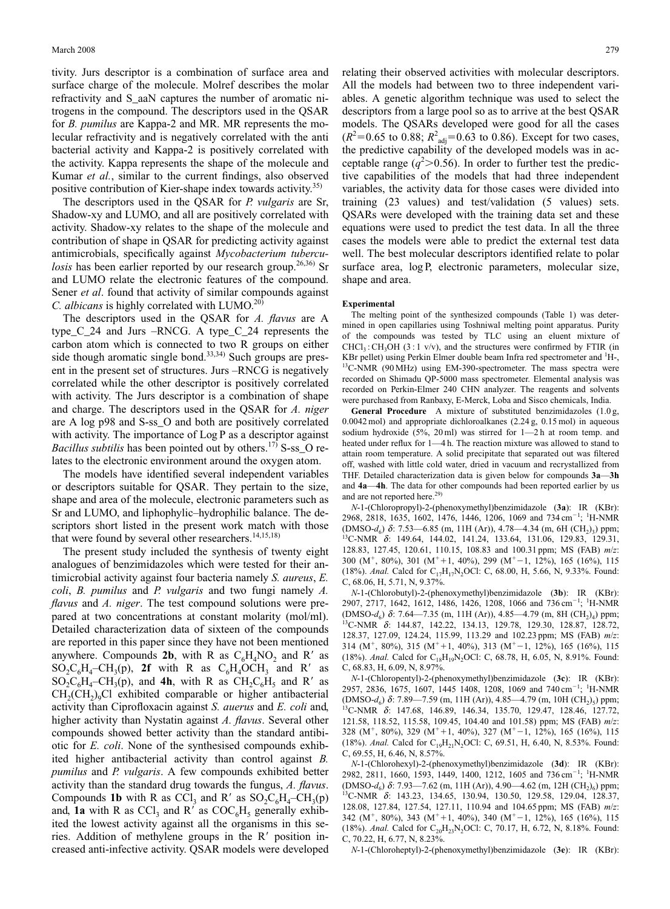tivity. Jurs descriptor is a combination of surface area and surface charge of the molecule. Molref describes the molar refractivity and S_aaN captures the number of aromatic nitrogens in the compound. The descriptors used in the QSAR for *B. pumilus* are Kappa-2 and MR. MR represents the molecular refractivity and is negatively correlated with the anti bacterial activity and Kappa-2 is positively correlated with the activity. Kappa represents the shape of the molecule and Kumar *et al.*, similar to the current findings, also observed positive contribution of Kier-shape index towards activity.[35]

The descriptors used in the QSAR for *P. vulgaris* are Sr, Shadow-xy and LUMO, and all are positively correlated with activity. Shadow-xy relates to the shape of the molecule and contribution of shape in QSAR for predicting activity against antimicrobials, specifically against *Mycobacterium tuberculosis* has been earlier reported by our research group.[26,36] Sr and LUMO relate the electronic features of the compound. Sener *et al*. found that activity of similar compounds against *C. albicans* is highly correlated with LUMO.[20]

The descriptors used in the QSAR for *A. flavus* are A type_C_24 and Jurs –RNCG. A type_C_24 represents the carbon atom which is connected to two R groups on either side though aromatic single bond.[33,34] Such groups are present in the present set of structures. Jurs –RNCG is negatively correlated while the other descriptor is positively correlated with activity. The Jurs descriptor is a combination of shape and charge. The descriptors used in the QSAR for *A. niger* are A log p98 and S-ss_O and both are positively correlated with activity. The importance of Log P as a descriptor against *Bacillus subtilis* has been pointed out by others.[17] S-ss_O relates to the electronic environment around the oxygen atom.

The models have identified several independent variables or descriptors suitable for QSAR. They pertain to the size, shape and area of the molecule, electronic parameters such as Sr and LUMO, and liphophylic–hydrophilic balance. The descriptors short listed in the present work match with those that were found by several other researchers.[14,15,18]

The present study included the synthesis of twenty eight analogues of benzimidazoles which were tested for their antimicrobial activity against four bacteria namely *S. aureus*, *E. coli*, *B. pumilus* and *P. vulgaris* and two fungi namely *A. flavus* and *A. niger*. The test compound solutions were prepared at two concentrations at constant molarity (mol/ml). Detailed characterization data of sixteen of the compounds are reported in this paper since they have not been mentioned anywhere. Compounds **2b**, with R as $C_6H_4NO_2$ and R′ as $SO_2C_6H_4$–$CH_3$(p), **2f** with R as $C_6H_4OCH_3$ and R′ as $SO_2C_6H_4$–$CH_3$(p), and **4h**, with R as $CH_2C_6H_5$ and R′ as $CH_2(CH_2)_9Cl$ exhibited comparable or higher antibacterial activity than Ciprofloxacin against *S. auerus* and *E. coli* and, higher activity than Nystatin against *A. flavus*. Several other compounds showed better activity than the standard antibiotic for *E. coli*. None of the synthesised compounds exhibited higher antibacterial activity than control against *B. pumilus* and *P. vulgaris*. A few compounds exhibited better activity than the standard drug towards the fungus, *A. flavus*. Compounds **1b** with R as $CCl_3$ and R′ as $SO_2C_6H_4$–$CH_3$(p) and, **1a** with R as $CCl_3$ and R′ as $COC_6H_5$ generally exhibited the lowest activity against all the organisms in this series. Addition of methylene groups in the R′ position increased anti-infective activity. QSAR models were developed relating their observed activities with molecular descriptors. All the models had between two to three independent variables. A genetic algorithm technique was used to select the descriptors from a large pool so as to arrive at the best QSAR models. The QSARs developed were good for all the cases ($R^2$=0.65 to 0.88; $R^2_{adj}$=0.63 to 0.86). Except for two cases, the predictive capability of the developed models was in acceptable range ($q^2$>0.56). In order to further test the predictive capabilities of the models that had three independent variables, the activity data for those cases were divided into training (23 values) and test/validation (5 values) sets. QSARs were developed with the training data set and these equations were used to predict the test data. In all the three cases the models were able to predict the external test data well. The best molecular descriptors identified relate to polar surface area, log P, electronic parameters, molecular size, shape and area.

## Experimental

The melting point of the synthesized compounds (Table 1) was determined in open capillaries using Toshniwal melting point apparatus. Purity of the compounds was tested by TLC using an eluent mixture of $CHCl_3$ : $CH_3OH$ (3 : 1 v/v), and the structures were confirmed by FTIR (in KBr pellet) using Perkin Elmer double beam Infra red spectrometer and $^1$H-, $^{13}$C-NMR (90 MHz) using EM-390-spectrometer. The mass spectra were recorded on Shimadu QP-5000 mass spectrometer. Elemental analysis was recorded on Perkin-Elmer 240 CHN analyzer. The reagents and solvents were purchased from Ranbaxy, E-Merck, Loba and Sisco chemicals, India.

**General Procedure** A mixture of substituted benzimidazoles (1.0 g, 0.0042 mol) and appropriate dichloroalkanes (2.24 g, 0.15 mol) in aqueous sodium hydroxide (5%, 20 ml) was stirred for 1—2 h at room temp. and heated under reflux for 1—4 h. The reaction mixture was allowed to stand to attain room temperature. A solid precipitate that separated out was filtered off, washed with little cold water, dried in vacuum and recrystallized from THF. Detailed characterization data is given below for compounds **3a**—**3h** and **4a**—**4h**. The data for other compounds had been reported earlier by us and are not reported here.[29]

*N*-1-(Chloropropyl)-2-(phenoxymethyl)benzimidazole (**3a**): IR (KBr): 2968, 2818, 1635, 1602, 1476, 1446, 1206, 1069 and 734 cm$^{-1}$; $^1$H-NMR (DMSO-$d_6$) δ: 7.53—6.85 (m, 11H (Ar)), 4.78—4.34 (m, 6H $(CH_2)_3$) ppm; $^{13}$C-NMR δ: 149.64, 144.02, 141.24, 133.64, 131.06, 129.83, 129.31, 128.83, 127.45, 120.61, 110.15, 108.83 and 100.31 ppm; MS (FAB) *m*/*z*: 300 (M$^+$, 80%), 301 (M$^+$+1, 40%), 299 (M$^+$−1, 12%), 165 (16%), 115 (18%). *Anal.* Calcd for $C_{17}H_{17}N_2OCl$: C, 68.00, H, 5.66, N, 9.33%. Found: C, 68.06, H, 5.71, N, 9.37%.

*N*-1-(Chlorobutyl)-2-(phenoxymethyl)benzimidazole (**3b**): IR (KBr): 2907, 2717, 1642, 1612, 1486, 1426, 1208, 1066 and 736 cm$^{-1}$; $^1$H-NMR (DMSO-$d_6$) δ: 7.64—7.35 (m, 11H (Ar)), 4.85—4.79 (m, 8H $(CH_2)_4$) ppm; $^{13}$C-NMR δ: 144.87, 142.22, 134.13, 129.78, 129.30, 128.87, 128.72, 128.37, 127.09, 124.24, 115.99, 113.29 and 102.23 ppm; MS (FAB) *m*/*z*: 314 (M$^+$, 80%), 315 (M$^+$+1, 40%), 313 (M$^+$−1, 12%), 165 (16%), 115 (18%). *Anal.* Calcd for $C_{18}H_{19}N_2OCl$: C, 68.78, H, 6.05, N, 8.91%. Found: C, 68.83, H, 6.09, N, 8.97%.

*N*-1-(Chloropentyl)-2-(phenoxymethyl)benzimidazole (**3c**): IR (KBr): 2957, 2836, 1675, 1607, 1445 1408, 1208, 1069 and 740 cm$^{-1}$; $^1$H-NMR (DMSO-$d_6$) δ: 7.89—7.59 (m, 11H (Ar)), 4.85—4.79 (m, 10H $(CH_2)_5$) ppm; $^{13}$C-NMR δ: 147.68, 146.89, 146.34, 135.70, 129.47, 128.46, 127.72, 121.58, 118.52, 115.58, 109.45, 104.40 and 101.58) ppm; MS (FAB) *m*/*z*: 328 (M$^+$, 80%), 329 (M$^+$+1, 40%), 327 (M$^+$−1, 12%), 165 (16%), 115 (18%). *Anal.* Calcd for $C_{19}H_{21}N_2OCl$: C, 69.51, H, 6.40, N, 8.53%. Found: C, 69.55, H, 6.46, N, 8.57%.

*N*-1-(Chlorohexyl)-2-(phenoxymethyl)benzimidazole (**3d**): IR (KBr): 2982, 2811, 1660, 1593, 1449, 1400, 1212, 1605 and 736 cm$^{-1}$; $^1$H-NMR (DMSO-$d_6$) δ: 7.93—7.62 (m, 11H (Ar)), 4.90—4.62 (m, 12H $(CH_2)_6$) ppm; $^{13}$C-NMR δ: 143.23, 134.65, 130.94, 130.50, 129.58, 129.04, 128.37, 128.08, 127.84, 127.54, 127.11, 110.94 and 104.65 ppm; MS (FAB) *m*/*z*: 342 (M$^+$, 80%), 343 (M$^+$+1, 40%), 340 (M$^+$−1, 12%), 165 (16%), 115 (18%). *Anal.* Calcd for $C_{20}H_{23}N_2OCl$: C, 70.17, H, 6.72, N, 8.18%. Found: C, 70.22, H, 6.77, N, 8.23%.

*N*-1-(Chloroheptyl)-2-(phenoxymethyl)benzimidazole (**3e**): IR (KBr):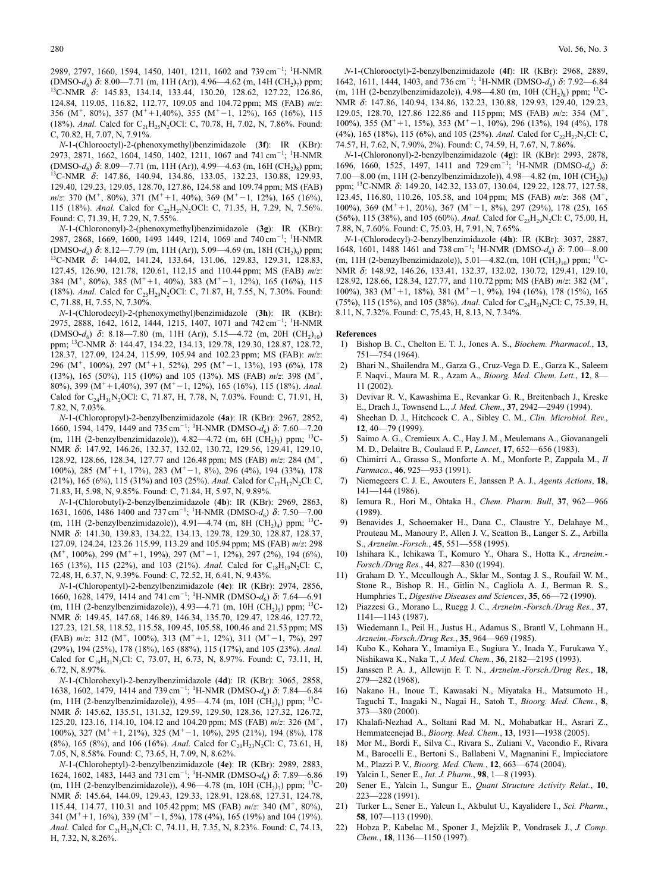2989, 2797, 1660, 1594, 1450, 1401, 1211, 1602 and 739 cm$^{-1}$; $^{1}$H-NMR (DMSO-$d_6$) δ: 8.00—7.71 (m, 11H (Ar)), 4.96—4.62 (m, 14H $(CH_2)_7$) ppm; $^{13}$C-NMR δ: 145.83, 134.14, 133.44, 130.20, 128.62, 127.22, 126.86, 124.84, 119.05, 116.82, 112.77, 109.05 and 104.72 ppm; MS (FAB) *m/z*: 356 (M$^{+}$, 80%), 357 (M$^{+}$+1,40%), 355 (M$^{+}$−1, 12%), 165 (16%), 115 (18%). *Anal.* Calcd for $C_{21}H_{25}N_2OCl$: C, 70.78, H, 7.02, N, 7.86%. Found: C, 70.82, H, 7.07, N, 7.91%.

*N*-1-(Chlorooctyl)-2-(phenoxymethyl)benzimidazole (**3f**): IR (KBr): 2973, 2871, 1662, 1604, 1450, 1402, 1211, 1067 and 741 cm$^{-1}$; $^{1}$H-NMR (DMSO-$d_6$) δ: 8.09—7.71 (m, 11H (Ar)), 4.99—4.63 (m, 16H $(CH_2)_8$) ppm; $^{13}$C-NMR δ: 147.86, 140.94, 134.86, 133.05, 132.23, 130.88, 129.93, 129.40, 129.23, 129.05, 128.70, 127.86, 124.58 and 109.74 ppm; MS (FAB) *m/z*: 370 (M$^{+}$, 80%), 371 (M$^{+}$+1, 40%), 369 (M$^{+}$−1, 12%), 165 (16%), 115 (18%). *Anal.* Calcd for $C_{22}H_{27}N_2OCl$: C, 71.35, H, 7.29, N, 7.56%. Found: C, 71.39, H, 7.29, N, 7.55%.

*N*-1-(Chlorononyl)-2-(phenoxymethyl)benzimidazole (**3g**): IR (KBr): 2987, 2868, 1669, 1600, 1493 1449, 1214, 1069 and 740 cm$^{-1}$; $^{1}$H-NMR (DMSO-$d_6$) δ: 8.12—7.79 (m, 11H (Ar)), 5.09—4.69 (m, 18H $(CH_2)_9$) ppm; $^{13}$C-NMR δ: 144.02, 141.24, 133.64, 131.06, 129.83, 129.31, 128.83, 127.45, 126.90, 121.78, 120.61, 112.15 and 110.44 ppm; MS (FAB) *m/z*: 384 (M$^{+}$, 80%), 385 (M$^{+}$+1, 40%), 383 (M$^{+}$−1, 12%), 165 (16%), 115 (18%). *Anal.* Calcd for $C_{23}H_{29}N_2OCl$: C, 71.87, H, 7.55, N, 7.30%. Found: C, 71.88, H, 7.55, N, 7.30%.

*N*-1-(Chlorodecyl)-2-(phenoxymethyl)benzimidazole (**3h**): IR (KBr): 2975, 2888, 1642, 1612, 1444, 1215, 1407, 1071 and 742 cm$^{-1}$; $^{1}$H-NMR (DMSO-$d_6$) δ: 8.18—7.80 (m, 11H (Ar)), 5.15—4.72 (m, 20H $(CH_2)_{10}$) ppm; $^{13}$C-NMR δ: 144.47, 134.22, 134.13, 129.78, 129.30, 128.87, 128.72, 128.37, 127.09, 124.24, 115.99, 105.94 and 102.23 ppm; MS (FAB) *m/z*: 296 (M$^{+}$, 100%), 297 (M$^{+}$+1, 52%), 295 (M$^{+}$−1, 13%), 193 (6%), 178 (13%), 165 (50%), 115 (10%) and 105 (13%). MS (FAB) *m/z*: 398 (M$^{+}$, 80%), 399 (M$^{+}$+1,40%), 397 (M$^{+}$−1, 12%), 165 (16%), 115 (18%). *Anal.* Calcd for $C_{24}H_{31}N_2OCl$: C, 71.87, H, 7.78, N, 7.03%. Found: C, 71.91, H, 7.82, N, 7.03%.

*N*-1-(Chloropropyl)-2-benzylbenzimidazole (**4a**): IR (KBr): 2967, 2852, 1660, 1594, 1479, 1449 and 735 cm$^{-1}$; $^{1}$H-NMR (DMSO-$d_6$) δ: 7.60—7.20 (m, 11H (2-benzylbenzimidazole)), 4.82—4.72 (m, 6H $(CH_2)_3$) ppm; $^{13}$C-NMR δ: 147.92, 146.26, 132.37, 132.02, 130.72, 129.56, 129.41, 129.10, 128.92, 128.66, 128.34, 127.77 and 126.48 ppm; MS (FAB) *m/z*: 284 (M$^{+}$, 100%), 285 (M$^{+}$+1, 17%), 283 (M$^{+}$−1, 8%), 296 (4%), 194 (33%), 178 (21%), 165 (6%), 115 (31%) and 103 (25%). *Anal.* Calcd for $C_{17}H_{17}N_2Cl$: C, 71.83, H, 5.98, N, 9.85%. Found: C, 71.84, H, 5.97, N, 9.89%.

*N*-1-(Chlorobutyl)-2-benzylbenzimidazole (**4b**): IR (KBr): 2969, 2863, 1631, 1606, 1486 1400 and 737 cm$^{-1}$; $^{1}$H-NMR (DMSO-$d_6$) δ: 7.50—7.00 (m, 11H (2-benzylbenzimidazole)), 4.91—4.74 (m, 8H $(CH_2)_4$) ppm; $^{13}$C-NMR δ: 141.30, 139.83, 134.22, 134.13, 129.78, 129.30, 128.87, 128.37, 127.09, 124.24, 123.26 115.99, 113.29 and 105.94 ppm; MS (FAB) *m/z*: 298 (M$^{+}$, 100%), 299 (M$^{+}$+1, 19%), 297 (M$^{+}$−1, 12%), 297 (2%), 194 (6%), 165 (13%), 115 (22%), and 103 (21%). *Anal.* Calcd for $C_{18}H_{19}N_2Cl$: C, 72.48, H, 6.37, N, 9.39%. Found: C, 72.52, H, 6.41, N, 9.43%.

*N*-1-(Chloropentyl)-2-benzylbenzimidazole (**4c**): IR (KBr): 2974, 2856, 1660, 1628, 1479, 1414 and 741 cm$^{-1}$; $^{1}$H-NMR (DMSO-$d_6$) δ: 7.64—6.91 (m, 11H (2-benzylbenzimidazole)), 4.93—4.71 (m, 10H $(CH_2)_5$) ppm; $^{13}$C-NMR δ: 149.45, 147.68, 146.89, 146.34, 135.70, 129.47, 128.46, 127.72, 127.23, 121.58, 118.52, 115.58, 109.45, 105.58, 100.46 and 21.53 ppm; MS (FAB) *m/z*: 312 (M$^{+}$, 100%), 313 (M$^{+}$+1, 12%), 311 (M$^{+}$−1, 7%), 297 (29%), 194 (25%), 178 (18%), 165 (88%), 115 (17%), and 105 (23%). *Anal.* Calcd for $C_{19}H_{21}N_2Cl$: C, 73.07, H, 6.73, N, 8.97%. Found: C, 73.11, H, 6.72, N, 8.97%.

*N*-1-(Chlorohexyl)-2-benzylbenzimidazole (**4d**): IR (KBr): 3065, 2858, 1638, 1602, 1479, 1414 and 739 cm$^{-1}$; $^{1}$H-NMR (DMSO-$d_6$) δ: 7.84—6.84 (m, 11H (2-benzylbenzimidazole)), 4.95—4.74 (m, 10H $(CH_2)_6$) ppm; $^{13}$C-NMR δ: 145.62, 135.51, 131.32, 129.59, 129.50, 128.36, 127.32, 126.72, 125.20, 123.16, 114.10, 104.12 and 104.20 ppm; MS (FAB) *m/z*: 326 (M$^{+}$, 100%), 327 (M$^{+}$+1, 21%), 325 (M$^{+}$−1, 10%), 295 (21%), 194 (8%), 178 (8%), 165 (8%), and 106 (16%). *Anal.* Calcd for $C_{20}H_{23}N_2Cl$: C, 73.61, H, 7.05, N, 8.58%. Found: C, 73.65, H, 7.09, N, 8.62%.

*N*-1-(Chloroheptyl)-2-benzylbenzimidazole (**4e**): IR (KBr): 2989, 2883, 1624, 1602, 1483, 1443 and 731 cm$^{-1}$; $^{1}$H-NMR (DMSO-$d_6$) δ: 7.89—6.86 (m, 11H (2-benzylbenzimidazole)), 4.96—4.78 (m, 10H $(CH_2)_7$) ppm; $^{13}$C-NMR δ: 145.64, 144.09, 129.43, 129.33, 128.91, 128.68, 127.31, 124.78, 115.44, 114.77, 110.31 and 105.42 ppm; MS (FAB) *m/z*: 340 (M$^{+}$, 80%), 341 (M$^{+}$+1, 16%), 339 (M$^{+}$−1, 5%), 178 (4%), 165 (19%) and 104 (19%). *Anal.* Calcd for $C_{21}H_{25}N_2Cl$: C, 74.11, H, 7.35, N, 8.23%. Found: C, 74.13, H, 7.32, N, 8.26%.

*N*-1-(Chlorooctyl)-2-benzylbenzimidazole (**4f**): IR (KBr): 2968, 2889, 1642, 1611, 1444, 1403, and 736 cm$^{-1}$; $^{1}$H-NMR (DMSO-$d_6$) δ: 7.92—6.84 (m, 11H (2-benzylbenzimidazole)), 4.98—4.80 (m, 10H $(CH_2)_8$) ppm; $^{13}$C-NMR δ: 147.86, 140.94, 134.86, 132.23, 130.88, 129.93, 129.40, 129.23, 129.05, 128.70, 127.86 122.86 and 115 ppm; MS (FAB) *m/z*: 354 (M$^{+}$, 100%), 355 (M$^{+}$+1, 15%), 353 (M$^{+}$−1, 10%), 296 (13%), 194 (4%), 178 (4%), 165 (18%), 115 (6%), and 105 (25%). *Anal.* Calcd for $C_{22}H_{27}N_2Cl$: C, 74.57, H, 7.62, N, 7.90%, 2%). Found: C, 74.59, H, 7.67, N, 7.86%.

*N*-1-(Chlorononyl)-2-benzylbenzimidazole (**4g**): IR (KBr): 2993, 2878, 1696, 1660, 1525, 1497, 1411 and 729 cm$^{-1}$; $^{1}$H-NMR (DMSO-$d_6$) δ: 7.00—8.00 (m, 11H (2-benzylbenzimidazole)), 4.98—4.82 (m, 10H $(CH_2)_9$) ppm; $^{13}$C-NMR δ: 149.20, 142.32, 133.07, 130.04, 129.22, 128.77, 127.58, 123.45, 116.80, 110.26, 105.58, and 104 ppm; MS (FAB) *m/z*: 368 (M$^{+}$, 100%), 369 (M$^{+}$+1, 20%), 367 (M$^{+}$−1, 8%), 297 (29%), 178 (25), 165 (56%), 115 (38%), and 105 (60%). *Anal.* Calcd for $C_{23}H_{29}N_2Cl$: C, 75.00, H, 7.88, N, 7.60%. Found: C, 75.03, H, 7.91, N, 7.65%.

*N*-1-(Chlorodecyl)-2-benzylbenzimidazole (**4h**): IR (KBr): 3037, 2887, 1648, 1601, 1488 1461 and 738 cm$^{-1}$; $^{1}$H-NMR (DMSO-$d_6$) δ: 7.00—8.00 (m, 11H (2-benzylbenzimidazole)), 5.01—4.82.(m, 10H $(CH_2)_{10}$) ppm; $^{13}$C-NMR δ: 148.92, 146.26, 133.41, 132.37, 132.02, 130.72, 129.41, 129.10, 128.92, 128.66, 128.34, 127.77, and 110.72 ppm; MS (FAB) *m/z*: 382 (M$^{+}$, 100%), 383 (M$^{+}$+1, 18%), 381 (M$^{+}$−1, 9%), 194 (16%), 178 (15%), 165 (75%), 115 (15%), and 105 (38%). *Anal.* Calcd for $C_{24}H_{31}N_2Cl$: C, 75.39, H, 8.11, N, 7.32%. Found: C, 75.43, H, 8.13, N, 7.34%.

## References

1) Bishop B. C., Chelton E. T. J., Jones A. S., *Biochem. Pharmacol.*, **13**, 751—754 (1964).
2) Bhari N., Shailendra M., Garza G., Cruz-Vega D. E., Garza K., Saleem F. Naqvi., Maura M. R., Azam A., *Bioorg. Med. Chem. Lett.*, **12**, 8—11 (2002).
3) Devivar R. V., Kawashima E., Revankar G. R., Breitenbach J., Kreske E., Drach J., Townsend L., *J. Med. Chem.*, **37**, 2942—2949 (1994).
4) Sheehan D. J., Hitchcock C. A., Sibley C. M., *Clin. Microbiol. Rev.*, **12**, 40—79 (1999).
5) Saimo A. G., Cremieux A. C., Hay J. M., Meulemans A., Giovanangeli M. D., Delaitre B., Coulaud F. P., *Lancet*, **17**, 652—656 (1983).
6) Chimirri A., Grasso S., Monforte A. M., Monforte P., Zappala M., *Il Farmaco.*, **46**, 925—933 (1991).
7) Niemegeers C. J. E., Awouters F., Janssen P. A. J., *Agents Actions*, **18**, 141—144 (1986).
8) Iemura R., Hori M., Ohtaka H., *Chem. Pharm. Bull*, **37**, 962—966 (1989).
9) Benavides J., Schoemaker H., Dana C., Claustre Y., Delahaye M., Prouteau M., Manoury P., Allen J. V., Scatton B., Langer S. Z., Arbilla S., *Arzneim.-Forsch.*, **45**, 551—558 (1995).
10) Ishihara K., Ichikawa T., Komuro Y., Ohara S., Hotta K., *Arzneim.-Forsch./Drug Res.*, **44**, 827—830 ((1994).
11) Graham D. Y., Mccullough A., Sklar M., Sontag J. S., Roufail W. M., Stone R., Bishop R. H., Gitlin N., Cagliola A. J., Berman R. S., Humphries T., *Digestive Diseases and Sciences*, **35**, 66—72 (1990).
12) Piazzesi G., Morano L., Ruegg J. C., *Arzneim.-Forsch./Drug Res.*, **37**, 1141—1143 (1987).
13) Wiedemann I., Peil H., Justus H., Adamus S., Brantl V., Lohmann H., *Arzneim.-Forsch./Drug Res.*, **35**, 964—969 (1985).
14) Kubo K., Kohara Y., Imamiya E., Sugiura Y., Inada Y., Furukawa Y., Nishikawa K., Naka T., *J. Med. Chem.*, **36**, 2182—2195 (1993).
15) Janssen P. A. J., Allewijn F. T. N., *Arzneim.-Forsch./Drug Res.*, **18**, 279—282 (1968).
16) Nakano H., Inoue T., Kawasaki N., Miyataka H., Matsumoto H., Taguchi T., Inagaki N., Nagai H., Satoh T., *Bioorg. Med. Chem.*, **8**, 373—380 (2000).
17) Khalafi-Nezhad A., Soltani Rad M. N., Mohabatkar H., Asrari Z., Hemmateenejad B., *Bioorg. Med. Chem.*, **13**, 1931—1938 (2005).
18) Mor M., Bordi F., Silva C., Rivara S., Zuliani V., Vacondio F., Rivara M., Barocelli E., Bertoni S., Ballabeni V., Magnanini F., Impicciatore M., Plazzi P. V., *Bioorg. Med. Chem.*, **12**, 663—674 (2004).
19) Yalcin I., Sener E., *Int. J. Pharm.*, **98**, 1—8 (1993).
20) Sener E., Yalcin I., Sungur E., *Quant Structure Activity Relat.*, **10**, 223—228 (1991).
21) Turker L., Sener E., Yalcun I., Akbulut U., Kayalidere I., *Sci. Pharm.*, **58**, 107—113 (1990).
22) Hobza P., Kabelac M., Sponer J., Mejzlik P., Vondrasek J., *J. Comp. Chem.*, **18**, 1136—1150 (1997).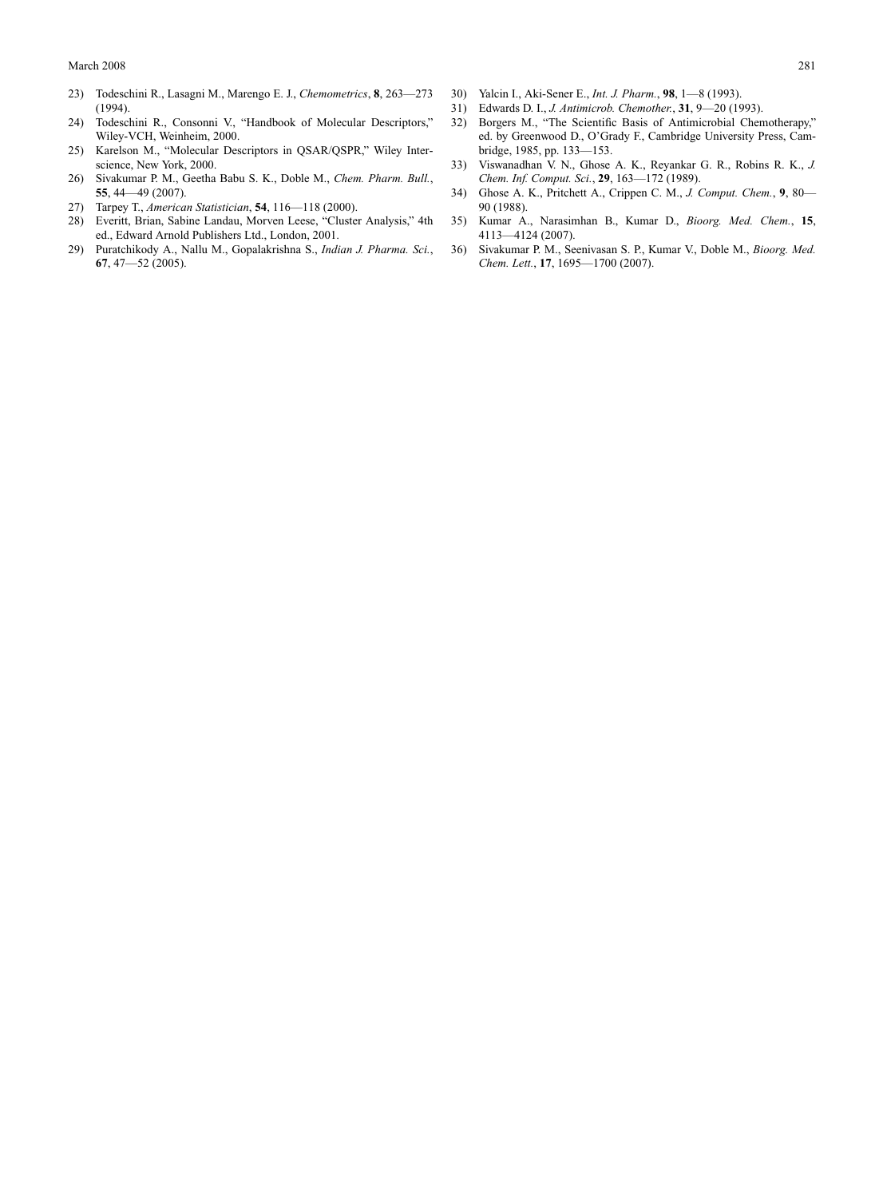23) Todeschini R., Lasagni M., Marengo E. J., *Chemometrics*, **8**, 263—273 (1994).
24) Todeschini R., Consonni V., "Handbook of Molecular Descriptors," Wiley-VCH, Weinheim, 2000.
25) Karelson M., "Molecular Descriptors in QSAR/QSPR," Wiley Interscience, New York, 2000.
26) Sivakumar P. M., Geetha Babu S. K., Doble M., *Chem. Pharm. Bull.*, **55**, 44—49 (2007).
27) Tarpey T., *American Statistician*, **54**, 116—118 (2000).
28) Everitt, Brian, Sabine Landau, Morven Leese, "Cluster Analysis," 4th ed., Edward Arnold Publishers Ltd., London, 2001.
29) Puratchikody A., Nallu M., Gopalakrishna S., *Indian J. Pharma. Sci.*, **67**, 47—52 (2005).
30) Yalcin I., Aki-Sener E., *Int. J. Pharm.*, **98**, 1—8 (1993).
31) Edwards D. I., *J. Antimicrob. Chemother.*, **31**, 9—20 (1993).
32) Borgers M., "The Scientific Basis of Antimicrobial Chemotherapy," ed. by Greenwood D., O'Grady F., Cambridge University Press, Cambridge, 1985, pp. 133—153.
33) Viswanadhan V. N., Ghose A. K., Reyankar G. R., Robins R. K., *J. Chem. Inf. Comput. Sci.*, **29**, 163—172 (1989).
34) Ghose A. K., Pritchett A., Crippen C. M., *J. Comput. Chem.*, **9**, 80—90 (1988).
35) Kumar A., Narasimhan B., Kumar D., *Bioorg. Med. Chem.*, **15**, 4113—4124 (2007).
36) Sivakumar P. M., Seenivasan S. P., Kumar V., Doble M., *Bioorg. Med. Chem. Lett.*, **17**, 1695—1700 (2007).